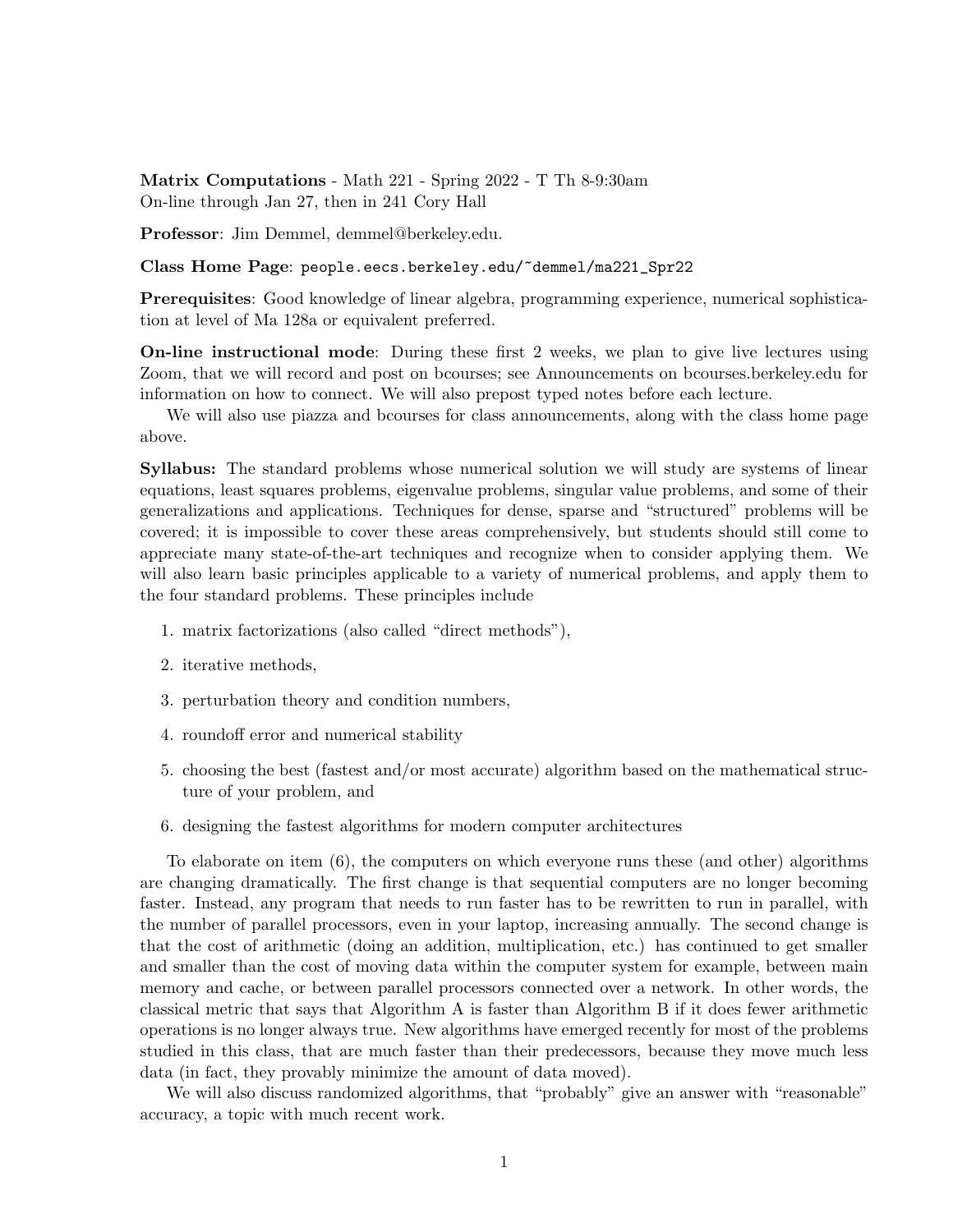**Matrix Computations** - Math 221 - Spring 2022 - T Th 8-9:30am
On-line through Jan 27, then in 241 Cory Hall

**Professor**: Jim Demmel, demmel@berkeley.edu.

**Class Home Page**: `people.eecs.berkeley.edu/~demmel/ma221_Spr22`

**Prerequisites**: Good knowledge of linear algebra, programming experience, numerical sophistication at level of Ma 128a or equivalent preferred.

**On-line instructional mode**: During these first 2 weeks, we plan to give live lectures using Zoom, that we will record and post on bcourses; see Announcements on bcourses.berkeley.edu for information on how to connect. We will also prepost typed notes before each lecture.

We will also use piazza and bcourses for class announcements, along with the class home page above.

**Syllabus:** The standard problems whose numerical solution we will study are systems of linear equations, least squares problems, eigenvalue problems, singular value problems, and some of their generalizations and applications. Techniques for dense, sparse and "structured" problems will be covered; it is impossible to cover these areas comprehensively, but students should still come to appreciate many state-of-the-art techniques and recognize when to consider applying them. We will also learn basic principles applicable to a variety of numerical problems, and apply them to the four standard problems. These principles include

1. matrix factorizations (also called "direct methods"),
2. iterative methods,
3. perturbation theory and condition numbers,
4. roundoff error and numerical stability
5. choosing the best (fastest and/or most accurate) algorithm based on the mathematical structure of your problem, and
6. designing the fastest algorithms for modern computer architectures

To elaborate on item (6), the computers on which everyone runs these (and other) algorithms are changing dramatically. The first change is that sequential computers are no longer becoming faster. Instead, any program that needs to run faster has to be rewritten to run in parallel, with the number of parallel processors, even in your laptop, increasing annually. The second change is that the cost of arithmetic (doing an addition, multiplication, etc.) has continued to get smaller and smaller than the cost of moving data within the computer system for example, between main memory and cache, or between parallel processors connected over a network. In other words, the classical metric that says that Algorithm A is faster than Algorithm B if it does fewer arithmetic operations is no longer always true. New algorithms have emerged recently for most of the problems studied in this class, that are much faster than their predecessors, because they move much less data (in fact, they provably minimize the amount of data moved).

We will also discuss randomized algorithms, that "probably" give an answer with "reasonable" accuracy, a topic with much recent work.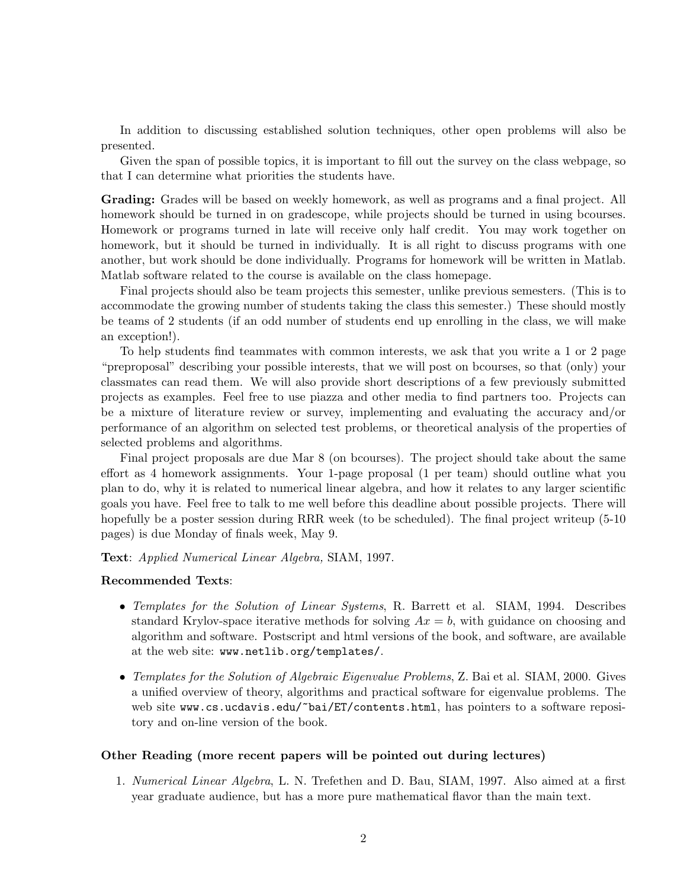In addition to discussing established solution techniques, other open problems will also be presented.

Given the span of possible topics, it is important to fill out the survey on the class webpage, so that I can determine what priorities the students have.

**Grading:** Grades will be based on weekly homework, as well as programs and a final project. All homework should be turned in on gradescope, while projects should be turned in using bcourses. Homework or programs turned in late will receive only half credit. You may work together on homework, but it should be turned in individually. It is all right to discuss programs with one another, but work should be done individually. Programs for homework will be written in Matlab. Matlab software related to the course is available on the class homepage.

Final projects should also be team projects this semester, unlike previous semesters. (This is to accommodate the growing number of students taking the class this semester.) These should mostly be teams of 2 students (if an odd number of students end up enrolling in the class, we will make an exception!).

To help students find teammates with common interests, we ask that you write a 1 or 2 page "preproposal" describing your possible interests, that we will post on bcourses, so that (only) your classmates can read them. We will also provide short descriptions of a few previously submitted projects as examples. Feel free to use piazza and other media to find partners too. Projects can be a mixture of literature review or survey, implementing and evaluating the accuracy and/or performance of an algorithm on selected test problems, or theoretical analysis of the properties of selected problems and algorithms.

Final project proposals are due Mar 8 (on bcourses). The project should take about the same effort as 4 homework assignments. Your 1-page proposal (1 per team) should outline what you plan to do, why it is related to numerical linear algebra, and how it relates to any larger scientific goals you have. Feel free to talk to me well before this deadline about possible projects. There will hopefully be a poster session during RRR week (to be scheduled). The final project writeup (5-10 pages) is due Monday of finals week, May 9.

**Text**: *Applied Numerical Linear Algebra,* SIAM, 1997.

**Recommended Texts**:

- *Templates for the Solution of Linear Systems*, R. Barrett et al. SIAM, 1994. Describes standard Krylov-space iterative methods for solving $Ax = b$, with guidance on choosing and algorithm and software. Postscript and html versions of the book, and software, are available at the web site: `www.netlib.org/templates/`.
- *Templates for the Solution of Algebraic Eigenvalue Problems*, Z. Bai et al. SIAM, 2000. Gives a unified overview of theory, algorithms and practical software for eigenvalue problems. The web site `www.cs.ucdavis.edu/~bai/ET/contents.html`, has pointers to a software repository and on-line version of the book.

### Other Reading (more recent papers will be pointed out during lectures)

1. *Numerical Linear Algebra*, L. N. Trefethen and D. Bau, SIAM, 1997. Also aimed at a first year graduate audience, but has a more pure mathematical flavor than the main text.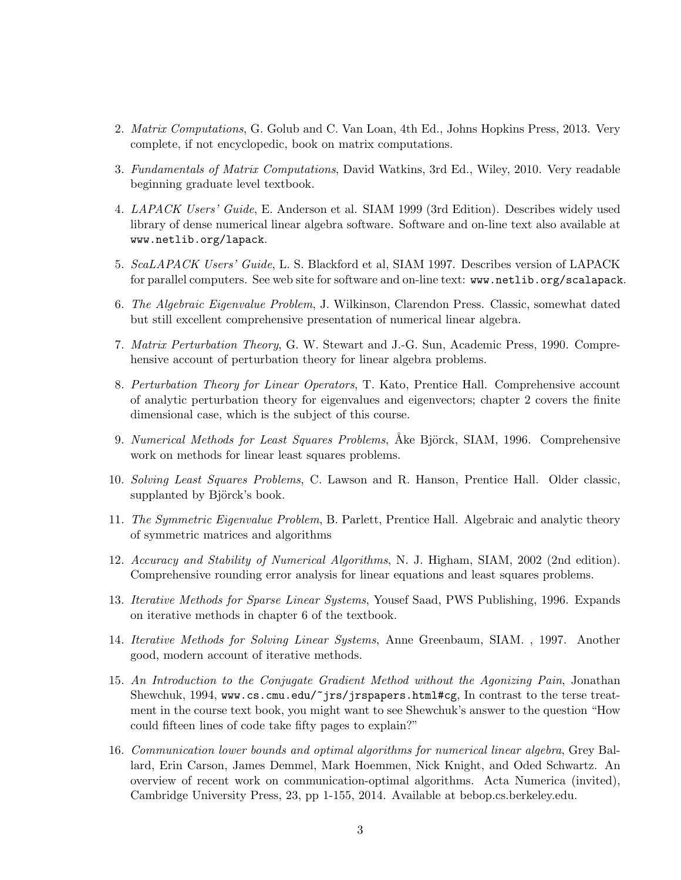2. *Matrix Computations*, G. Golub and C. Van Loan, 4th Ed., Johns Hopkins Press, 2013. Very complete, if not encyclopedic, book on matrix computations.

3. *Fundamentals of Matrix Computations*, David Watkins, 3rd Ed., Wiley, 2010. Very readable beginning graduate level textbook.

4. *LAPACK Users' Guide*, E. Anderson et al. SIAM 1999 (3rd Edition). Describes widely used library of dense numerical linear algebra software. Software and on-line text also available at `www.netlib.org/lapack`.

5. *ScaLAPACK Users' Guide*, L. S. Blackford et al, SIAM 1997. Describes version of LAPACK for parallel computers. See web site for software and on-line text: `www.netlib.org/scalapack`.

6. *The Algebraic Eigenvalue Problem*, J. Wilkinson, Clarendon Press. Classic, somewhat dated but still excellent comprehensive presentation of numerical linear algebra.

7. *Matrix Perturbation Theory*, G. W. Stewart and J.-G. Sun, Academic Press, 1990. Comprehensive account of perturbation theory for linear algebra problems.

8. *Perturbation Theory for Linear Operators*, T. Kato, Prentice Hall. Comprehensive account of analytic perturbation theory for eigenvalues and eigenvectors; chapter 2 covers the finite dimensional case, which is the subject of this course.

9. *Numerical Methods for Least Squares Problems*, Åke Björck, SIAM, 1996. Comprehensive work on methods for linear least squares problems.

10. *Solving Least Squares Problems*, C. Lawson and R. Hanson, Prentice Hall. Older classic, supplanted by Björck's book.

11. *The Symmetric Eigenvalue Problem*, B. Parlett, Prentice Hall. Algebraic and analytic theory of symmetric matrices and algorithms

12. *Accuracy and Stability of Numerical Algorithms*, N. J. Higham, SIAM, 2002 (2nd edition). Comprehensive rounding error analysis for linear equations and least squares problems.

13. *Iterative Methods for Sparse Linear Systems*, Yousef Saad, PWS Publishing, 1996. Expands on iterative methods in chapter 6 of the textbook.

14. *Iterative Methods for Solving Linear Systems*, Anne Greenbaum, SIAM. , 1997. Another good, modern account of iterative methods.

15. *An Introduction to the Conjugate Gradient Method without the Agonizing Pain*, Jonathan Shewchuk, 1994, `www.cs.cmu.edu/~jrs/jrspapers.html#cg`, In contrast to the terse treatment in the course text book, you might want to see Shewchuk's answer to the question "How could fifteen lines of code take fifty pages to explain?"

16. *Communication lower bounds and optimal algorithms for numerical linear algebra*, Grey Ballard, Erin Carson, James Demmel, Mark Hoemmen, Nick Knight, and Oded Schwartz. An overview of recent work on communication-optimal algorithms. Acta Numerica (invited), Cambridge University Press, 23, pp 1-155, 2014. Available at bebop.cs.berkeley.edu.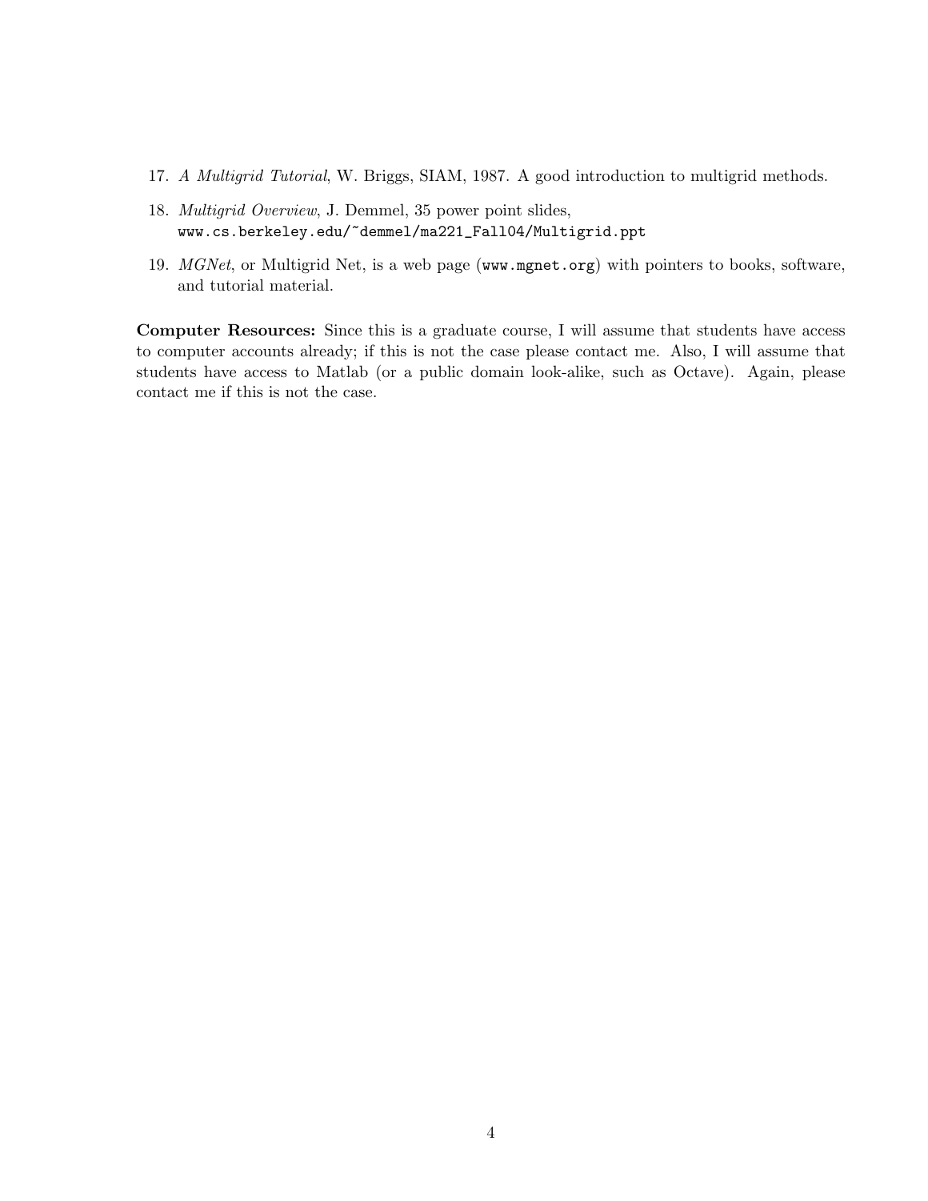17. *A Multigrid Tutorial*, W. Briggs, SIAM, 1987. A good introduction to multigrid methods.
18. *Multigrid Overview*, J. Demmel, 35 power point slides, `www.cs.berkeley.edu/~demmel/ma221_Fall04/Multigrid.ppt`
19. *MGNet*, or Multigrid Net, is a web page (`www.mgnet.org`) with pointers to books, software, and tutorial material.

**Computer Resources:** Since this is a graduate course, I will assume that students have access to computer accounts already; if this is not the case please contact me. Also, I will assume that students have access to Matlab (or a public domain look-alike, such as Octave). Again, please contact me if this is not the case.